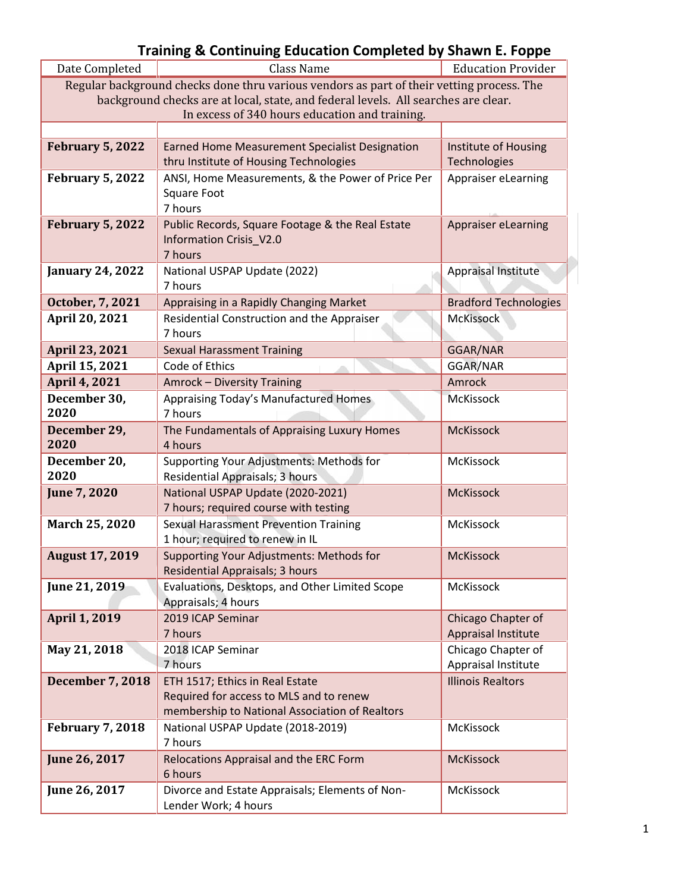# Training & Continuing Education Completed by Shawn E. Foppe

| Date Completed | Class Name | Education Provider |
|---|---|---|
| Regular background checks done thru various vendors as part of their vetting process. The background checks are at local, state, and federal levels. All searches are clear. In excess of 340 hours education and training. | | |
| | | |
| **February 5, 2022** | Earned Home Measurement Specialist Designation thru Institute of Housing Technologies | Institute of Housing Technologies |
| **February 5, 2022** | ANSI, Home Measurements, & the Power of Price Per Square Foot<br>7 hours | Appraiser eLearning |
| **February 5, 2022** | Public Records, Square Footage & the Real Estate Information Crisis_V2.0<br>7 hours | Appraiser eLearning |
| **January 24, 2022** | National USPAP Update (2022)<br>7 hours | Appraisal Institute |
| **October, 7, 2021** | Appraising in a Rapidly Changing Market | Bradford Technologies |
| **April 20, 2021** | Residential Construction and the Appraiser<br>7 hours | McKissock |
| **April 23, 2021** | Sexual Harassment Training | GGAR/NAR |
| **April 15, 2021** | Code of Ethics | GGAR/NAR |
| **April 4, 2021** | Amrock – Diversity Training | Amrock |
| **December 30, 2020** | Appraising Today's Manufactured Homes<br>7 hours | McKissock |
| **December 29, 2020** | The Fundamentals of Appraising Luxury Homes<br>4 hours | McKissock |
| **December 20, 2020** | Supporting Your Adjustments: Methods for Residential Appraisals; 3 hours | McKissock |
| **June 7, 2020** | National USPAP Update (2020-2021)<br>7 hours; required course with testing | McKissock |
| **March 25, 2020** | Sexual Harassment Prevention Training<br>1 hour; required to renew in IL | McKissock |
| **August 17, 2019** | Supporting Your Adjustments: Methods for Residential Appraisals; 3 hours | McKissock |
| **June 21, 2019** | Evaluations, Desktops, and Other Limited Scope Appraisals; 4 hours | McKissock |
| **April 1, 2019** | 2019 ICAP Seminar<br>7 hours | Chicago Chapter of Appraisal Institute |
| **May 21, 2018** | 2018 ICAP Seminar<br>7 hours | Chicago Chapter of Appraisal Institute |
| **December 7, 2018** | ETH 1517; Ethics in Real Estate<br>Required for access to MLS and to renew membership to National Association of Realtors | Illinois Realtors |
| **February 7, 2018** | National USPAP Update (2018-2019)<br>7 hours | McKissock |
| **June 26, 2017** | Relocations Appraisal and the ERC Form<br>6 hours | McKissock |
| **June 26, 2017** | Divorce and Estate Appraisals; Elements of Non-Lender Work; 4 hours | McKissock |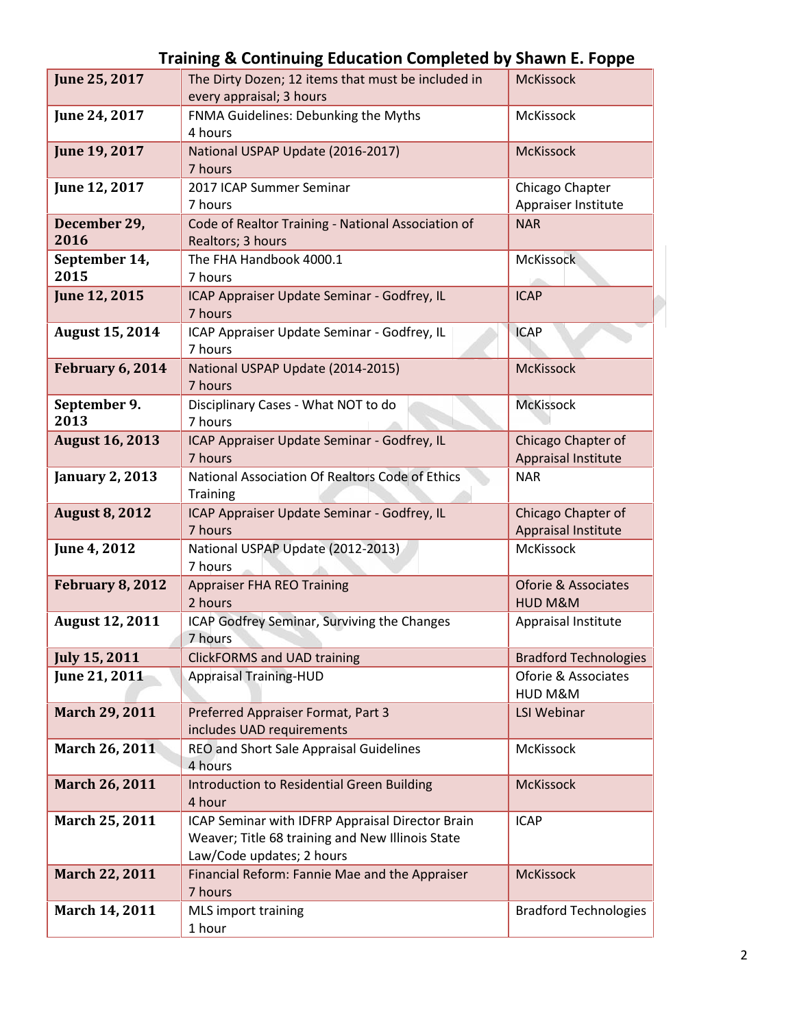## Training & Continuing Education Completed by Shawn E. Foppe

| Date | Course | Provider |
|---|---|---|
| **June 25, 2017** | The Dirty Dozen; 12 items that must be included in every appraisal; 3 hours | McKissock |
| **June 24, 2017** | FNMA Guidelines: Debunking the Myths<br>4 hours | McKissock |
| **June 19, 2017** | National USPAP Update (2016-2017)<br>7 hours | McKissock |
| **June 12, 2017** | 2017 ICAP Summer Seminar<br>7 hours | Chicago Chapter Appraiser Institute |
| **December 29, 2016** | Code of Realtor Training - National Association of Realtors; 3 hours | NAR |
| **September 14, 2015** | The FHA Handbook 4000.1<br>7 hours | McKissock |
| **June 12, 2015** | ICAP Appraiser Update Seminar - Godfrey, IL<br>7 hours | ICAP |
| **August 15, 2014** | ICAP Appraiser Update Seminar - Godfrey, IL<br>7 hours | ICAP |
| **February 6, 2014** | National USPAP Update (2014-2015)<br>7 hours | McKissock |
| **September 9. 2013** | Disciplinary Cases - What NOT to do<br>7 hours | McKissock |
| **August 16, 2013** | ICAP Appraiser Update Seminar - Godfrey, IL<br>7 hours | Chicago Chapter of Appraisal Institute |
| **January 2, 2013** | National Association Of Realtors Code of Ethics Training | NAR |
| **August 8, 2012** | ICAP Appraiser Update Seminar - Godfrey, IL<br>7 hours | Chicago Chapter of Appraisal Institute |
| **June 4, 2012** | National USPAP Update (2012-2013)<br>7 hours | McKissock |
| **February 8, 2012** | Appraiser FHA REO Training<br>2 hours | Oforie & Associates HUD M&M |
| **August 12, 2011** | ICAP Godfrey Seminar, Surviving the Changes<br>7 hours | Appraisal Institute |
| **July 15, 2011** | ClickFORMS and UAD training | Bradford Technologies |
| **June 21, 2011** | Appraisal Training-HUD | Oforie & Associates HUD M&M |
| **March 29, 2011** | Preferred Appraiser Format, Part 3<br>includes UAD requirements | LSI Webinar |
| **March 26, 2011** | REO and Short Sale Appraisal Guidelines<br>4 hours | McKissock |
| **March 26, 2011** | Introduction to Residential Green Building<br>4 hour | McKissock |
| **March 25, 2011** | ICAP Seminar with IDFRP Appraisal Director Brain Weaver; Title 68 training and New Illinois State Law/Code updates; 2 hours | ICAP |
| **March 22, 2011** | Financial Reform: Fannie Mae and the Appraiser<br>7 hours | McKissock |
| **March 14, 2011** | MLS import training<br>1 hour | Bradford Technologies |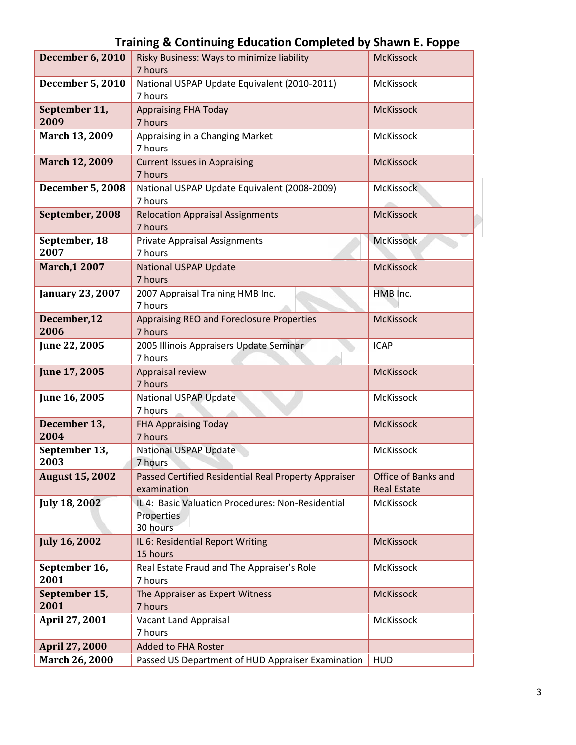## Training & Continuing Education Completed by Shawn E. Foppe

| Date | Course | Provider |
|---|---|---|
| **December 6, 2010** | Risky Business: Ways to minimize liability<br>7 hours | McKissock |
| **December 5, 2010** | National USPAP Update Equivalent (2010-2011)<br>7 hours | McKissock |
| **September 11, 2009** | Appraising FHA Today<br>7 hours | McKissock |
| **March 13, 2009** | Appraising in a Changing Market<br>7 hours | McKissock |
| **March 12, 2009** | Current Issues in Appraising<br>7 hours | McKissock |
| **December 5, 2008** | National USPAP Update Equivalent (2008-2009)<br>7 hours | McKissock |
| **September, 2008** | Relocation Appraisal Assignments<br>7 hours | McKissock |
| **September, 18 2007** | Private Appraisal Assignments<br>7 hours | McKissock |
| **March,1 2007** | National USPAP Update<br>7 hours | McKissock |
| **January 23, 2007** | 2007 Appraisal Training HMB Inc.<br>7 hours | HMB Inc. |
| **December,12 2006** | Appraising REO and Foreclosure Properties<br>7 hours | McKissock |
| **June 22, 2005** | 2005 Illinois Appraisers Update Seminar<br>7 hours | ICAP |
| **June 17, 2005** | Appraisal review<br>7 hours | McKissock |
| **June 16, 2005** | National USPAP Update<br>7 hours | McKissock |
| **December 13, 2004** | FHA Appraising Today<br>7 hours | McKissock |
| **September 13, 2003** | National USPAP Update<br>7 hours | McKissock |
| **August 15, 2002** | Passed Certified Residential Real Property Appraiser examination | Office of Banks and Real Estate |
| **July 18, 2002** | IL 4: Basic Valuation Procedures: Non-Residential Properties<br>30 hours | McKissock |
| **July 16, 2002** | IL 6: Residential Report Writing<br>15 hours | McKissock |
| **September 16, 2001** | Real Estate Fraud and The Appraiser's Role<br>7 hours | McKissock |
| **September 15, 2001** | The Appraiser as Expert Witness<br>7 hours | McKissock |
| **April 27, 2001** | Vacant Land Appraisal<br>7 hours | McKissock |
| **April 27, 2000** | Added to FHA Roster | |
| **March 26, 2000** | Passed US Department of HUD Appraiser Examination | HUD |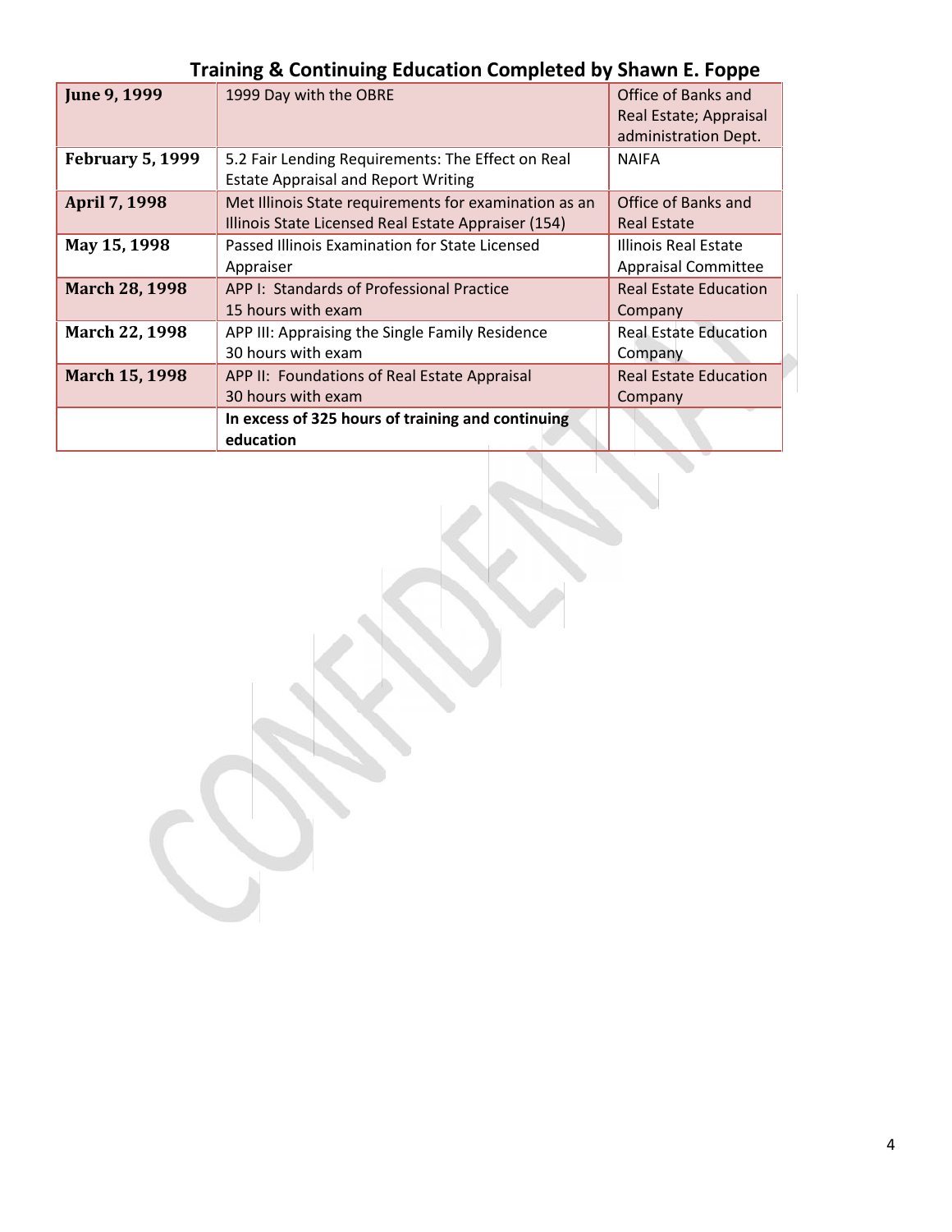## Training & Continuing Education Completed by Shawn E. Foppe

| | | |
|---|---|---|
| **June 9, 1999** | 1999 Day with the OBRE | Office of Banks and Real Estate; Appraisal administration Dept. |
| **February 5, 1999** | 5.2 Fair Lending Requirements: The Effect on Real Estate Appraisal and Report Writing | NAIFA |
| **April 7, 1998** | Met Illinois State requirements for examination as an Illinois State Licensed Real Estate Appraiser (154) | Office of Banks and Real Estate |
| **May 15, 1998** | Passed Illinois Examination for State Licensed Appraiser | Illinois Real Estate Appraisal Committee |
| **March 28, 1998** | APP I: Standards of Professional Practice 15 hours with exam | Real Estate Education Company |
| **March 22, 1998** | APP III: Appraising the Single Family Residence 30 hours with exam | Real Estate Education Company |
| **March 15, 1998** | APP II: Foundations of Real Estate Appraisal 30 hours with exam | Real Estate Education Company |
| | **In excess of 325 hours of training and continuing education** | |